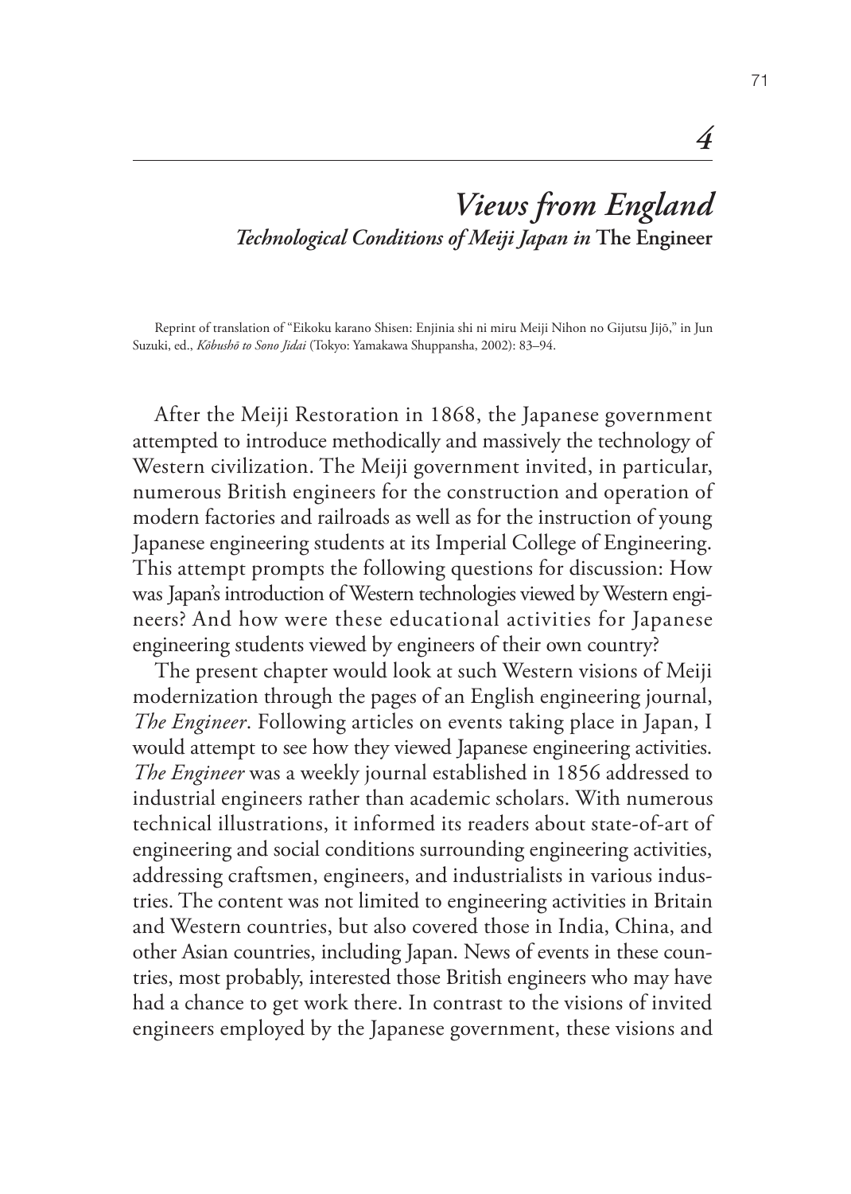# 4

# *Views from England*

## *Technological Conditions of Meiji Japan in* The Engineer

Reprint of translation of "Eikoku karano Shisen: Enjinia shi ni miru Meiji Nihon no Gijutsu Jijō," in Jun Suzuki, ed., *Kōbushō to Sono Jidai* (Tokyo: Yamakawa Shuppansha, 2002): 83–94.

After the Meiji Restoration in 1868, the Japanese government attempted to introduce methodically and massively the technology of Western civilization. The Meiji government invited, in particular, numerous British engineers for the construction and operation of modern factories and railroads as well as for the instruction of young Japanese engineering students at its Imperial College of Engineering. This attempt prompts the following questions for discussion: How was Japan's introduction of Western technologies viewed by Western engineers? And how were these educational activities for Japanese engineering students viewed by engineers of their own country?

The present chapter would look at such Western visions of Meiji modernization through the pages of an English engineering journal, *The Engineer*. Following articles on events taking place in Japan, I would attempt to see how they viewed Japanese engineering activities. *The Engineer* was a weekly journal established in 1856 addressed to industrial engineers rather than academic scholars. With numerous technical illustrations, it informed its readers about state-of-art of engineering and social conditions surrounding engineering activities, addressing craftsmen, engineers, and industrialists in various industries. The content was not limited to engineering activities in Britain and Western countries, but also covered those in India, China, and other Asian countries, including Japan. News of events in these countries, most probably, interested those British engineers who may have had a chance to get work there. In contrast to the visions of invited engineers employed by the Japanese government, these visions and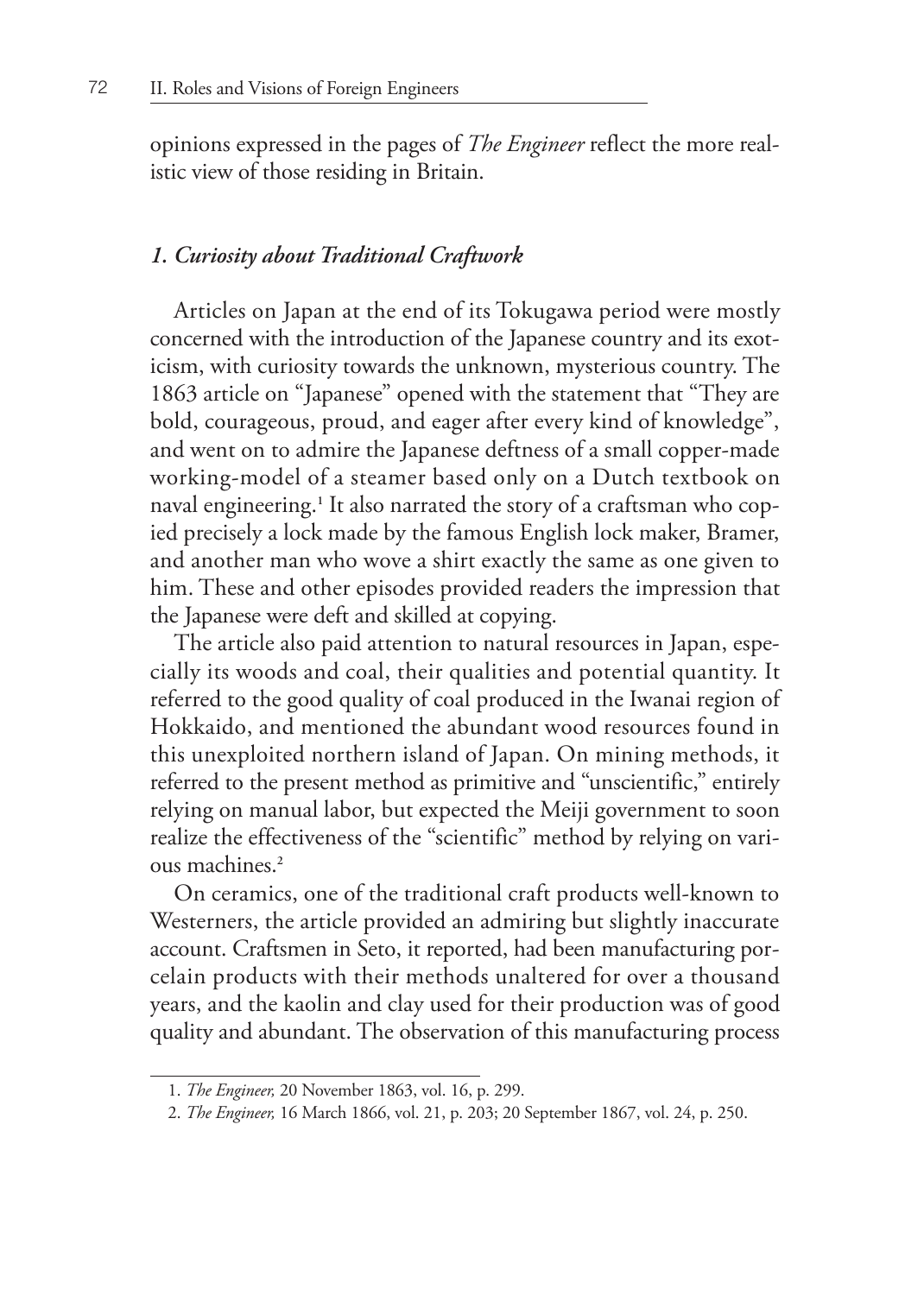opinions expressed in the pages of *The Engineer* reflect the more realistic view of those residing in Britain.

### *1. Curiosity about Traditional Craftwork*

Articles on Japan at the end of its Tokugawa period were mostly concerned with the introduction of the Japanese country and its exoticism, with curiosity towards the unknown, mysterious country. The 1863 article on "Japanese" opened with the statement that "They are bold, courageous, proud, and eager after every kind of knowledge", and went on to admire the Japanese deftness of a small copper-made working-model of a steamer based only on a Dutch textbook on naval engineering.[1] It also narrated the story of a craftsman who copied precisely a lock made by the famous English lock maker, Bramer, and another man who wove a shirt exactly the same as one given to him. These and other episodes provided readers the impression that the Japanese were deft and skilled at copying.

The article also paid attention to natural resources in Japan, especially its woods and coal, their qualities and potential quantity. It referred to the good quality of coal produced in the Iwanai region of Hokkaido, and mentioned the abundant wood resources found in this unexploited northern island of Japan. On mining methods, it referred to the present method as primitive and "unscientific," entirely relying on manual labor, but expected the Meiji government to soon realize the effectiveness of the "scientific" method by relying on various machines.[2]

On ceramics, one of the traditional craft products well-known to Westerners, the article provided an admiring but slightly inaccurate account. Craftsmen in Seto, it reported, had been manufacturing porcelain products with their methods unaltered for over a thousand years, and the kaolin and clay used for their production was of good quality and abundant. The observation of this manufacturing process

1. *The Engineer,* 20 November 1863, vol. 16, p. 299.
2. *The Engineer,* 16 March 1866, vol. 21, p. 203; 20 September 1867, vol. 24, p. 250.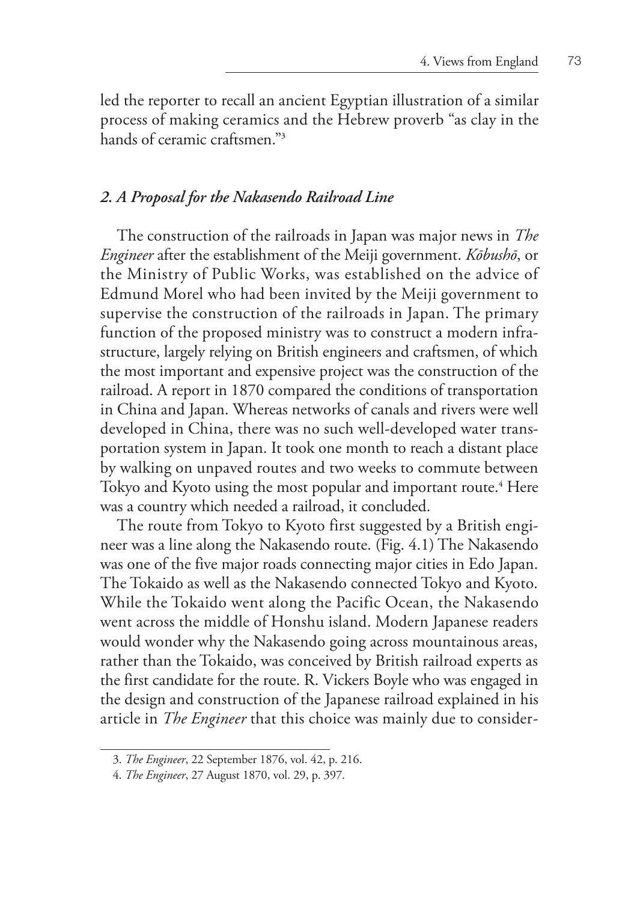led the reporter to recall an ancient Egyptian illustration of a similar process of making ceramics and the Hebrew proverb "as clay in the hands of ceramic craftsmen."[3]

### *2. A Proposal for the Nakasendo Railroad Line*

The construction of the railroads in Japan was major news in *The Engineer* after the establishment of the Meiji government. *Kōbushō*, or the Ministry of Public Works, was established on the advice of Edmund Morel who had been invited by the Meiji government to supervise the construction of the railroads in Japan. The primary function of the proposed ministry was to construct a modern infrastructure, largely relying on British engineers and craftsmen, of which the most important and expensive project was the construction of the railroad. A report in 1870 compared the conditions of transportation in China and Japan. Whereas networks of canals and rivers were well developed in China, there was no such well-developed water transportation system in Japan. It took one month to reach a distant place by walking on unpaved routes and two weeks to commute between Tokyo and Kyoto using the most popular and important route.[4] Here was a country which needed a railroad, it concluded.

The route from Tokyo to Kyoto first suggested by a British engineer was a line along the Nakasendo route. (Fig. 4.1) The Nakasendo was one of the five major roads connecting major cities in Edo Japan. The Tokaido as well as the Nakasendo connected Tokyo and Kyoto. While the Tokaido went along the Pacific Ocean, the Nakasendo went across the middle of Honshu island. Modern Japanese readers would wonder why the Nakasendo going across mountainous areas, rather than the Tokaido, was conceived by British railroad experts as the first candidate for the route. R. Vickers Boyle who was engaged in the design and construction of the Japanese railroad explained in his article in *The Engineer* that this choice was mainly due to consider-

---

3. *The Engineer*, 22 September 1876, vol. 42, p. 216.

4. *The Engineer*, 27 August 1870, vol. 29, p. 397.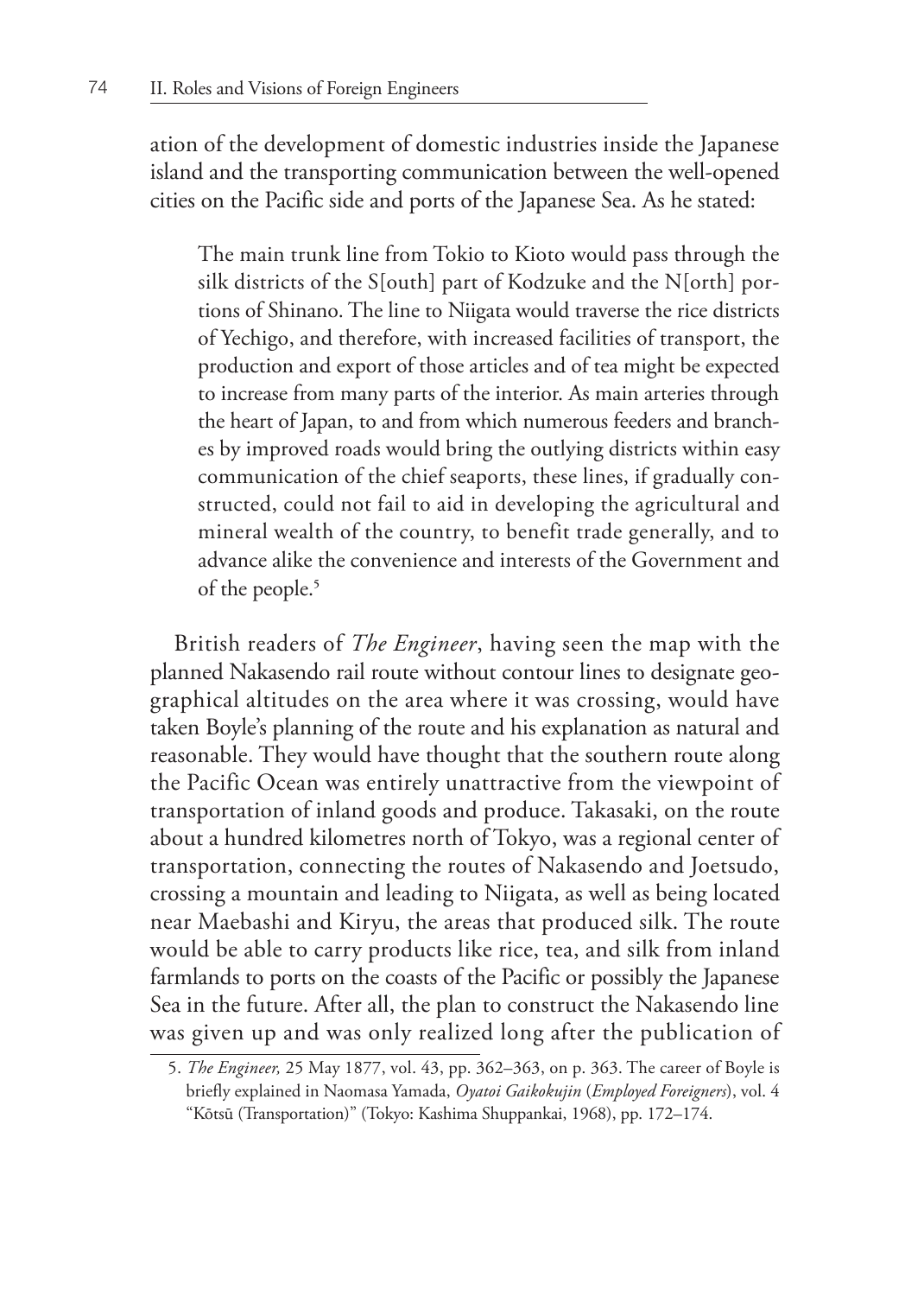ation of the development of domestic industries inside the Japanese island and the transporting communication between the well-opened cities on the Pacific side and ports of the Japanese Sea. As he stated:

> The main trunk line from Tokio to Kioto would pass through the silk districts of the S[outh] part of Kodzuke and the N[orth] portions of Shinano. The line to Niigata would traverse the rice districts of Yechigo, and therefore, with increased facilities of transport, the production and export of those articles and of tea might be expected to increase from many parts of the interior. As main arteries through the heart of Japan, to and from which numerous feeders and branches by improved roads would bring the outlying districts within easy communication of the chief seaports, these lines, if gradually constructed, could not fail to aid in developing the agricultural and mineral wealth of the country, to benefit trade generally, and to advance alike the convenience and interests of the Government and of the people.[5]

British readers of *The Engineer*, having seen the map with the planned Nakasendo rail route without contour lines to designate geographical altitudes on the area where it was crossing, would have taken Boyle's planning of the route and his explanation as natural and reasonable. They would have thought that the southern route along the Pacific Ocean was entirely unattractive from the viewpoint of transportation of inland goods and produce. Takasaki, on the route about a hundred kilometres north of Tokyo, was a regional center of transportation, connecting the routes of Nakasendo and Joetsudo, crossing a mountain and leading to Niigata, as well as being located near Maebashi and Kiryu, the areas that produced silk. The route would be able to carry products like rice, tea, and silk from inland farmlands to ports on the coasts of the Pacific or possibly the Japanese Sea in the future. After all, the plan to construct the Nakasendo line was given up and was only realized long after the publication of

5. *The Engineer,* 25 May 1877, vol. 43, pp. 362–363, on p. 363. The career of Boyle is briefly explained in Naomasa Yamada, *Oyatoi Gaikokujin* (*Employed Foreigners*), vol. 4 "Kōtsū (Transportation)" (Tokyo: Kashima Shuppankai, 1968), pp. 172–174.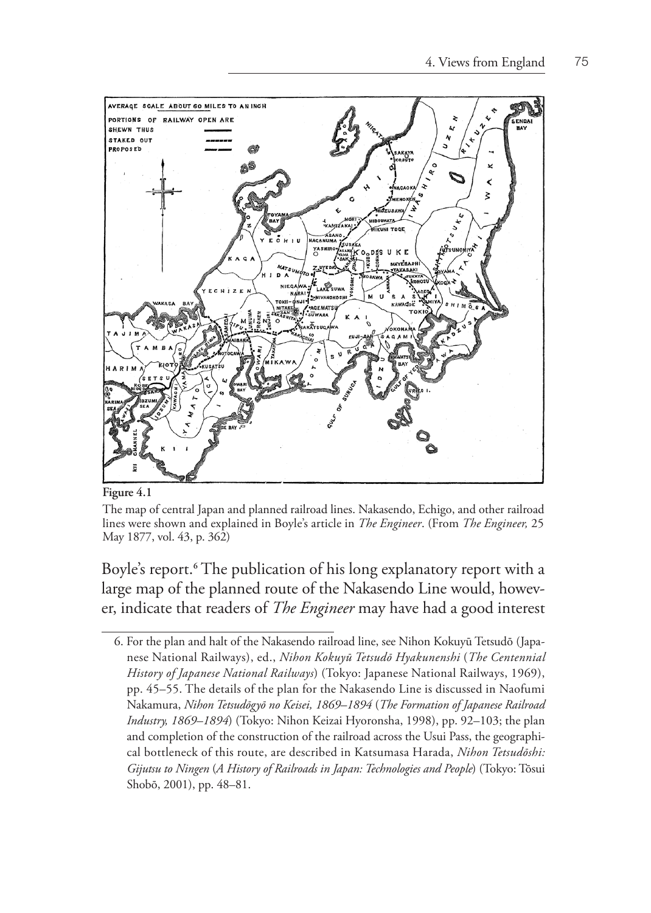**Figure 4.1**

The map of central Japan and planned railroad lines. Nakasendo, Echigo, and other railroad lines were shown and explained in Boyle's article in *The Engineer*. (From *The Engineer,* 25 May 1877, vol. 43, p. 362)

Boyle's report.[6] The publication of his long explanatory report with a large map of the planned route of the Nakasendo Line would, however, indicate that readers of *The Engineer* may have had a good interest

6. For the plan and halt of the Nakasendo railroad line, see Nihon Kokuyū Tetsudō (Japanese National Railways), ed., *Nihon Kokuyū Tetsudō Hyakunenshi* (*The Centennial History of Japanese National Railways*) (Tokyo: Japanese National Railways, 1969), pp. 45–55. The details of the plan for the Nakasendo Line is discussed in Naofumi Nakamura, *Nihon Tetsudōgyō no Keisei, 1869–1894* (*The Formation of Japanese Railroad Industry, 1869–1894*) (Tokyo: Nihon Keizai Hyoronsha, 1998), pp. 92–103; the plan and completion of the construction of the railroad across the Usui Pass, the geographical bottleneck of this route, are described in Katsumasa Harada, *Nihon Tetsudōshi: Gijutsu to Ningen* (*A History of Railroads in Japan: Technologies and People*) (Tokyo: Tōsui Shobō, 2001), pp. 48–81.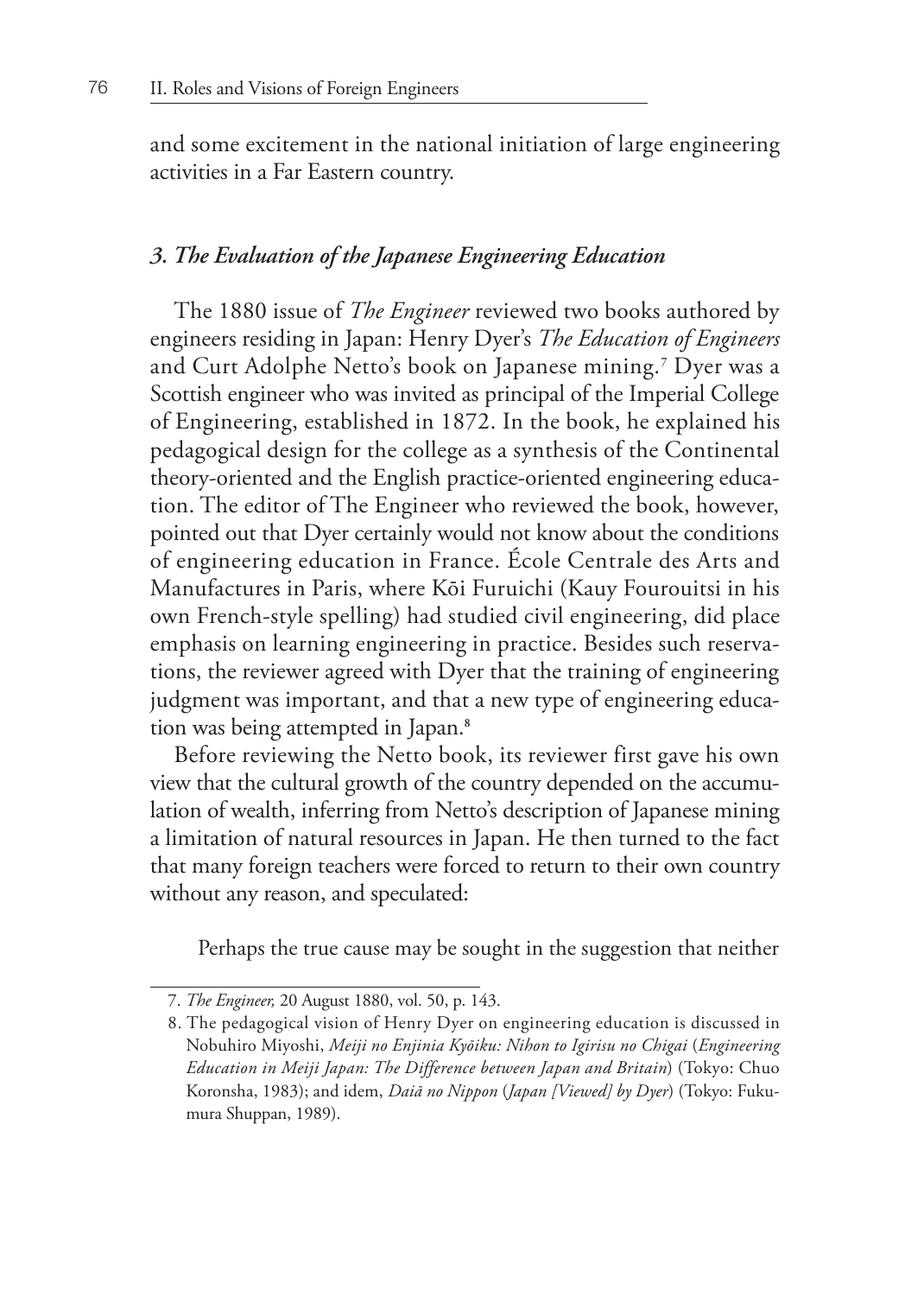and some excitement in the national initiation of large engineering activities in a Far Eastern country.

### *3. The Evaluation of the Japanese Engineering Education*

The 1880 issue of *The Engineer* reviewed two books authored by engineers residing in Japan: Henry Dyer's *The Education of Engineers* and Curt Adolphe Netto's book on Japanese mining.[7] Dyer was a Scottish engineer who was invited as principal of the Imperial College of Engineering, established in 1872. In the book, he explained his pedagogical design for the college as a synthesis of the Continental theory-oriented and the English practice-oriented engineering education. The editor of The Engineer who reviewed the book, however, pointed out that Dyer certainly would not know about the conditions of engineering education in France. École Centrale des Arts and Manufactures in Paris, where Kōi Furuichi (Kauy Fourouitsi in his own French-style spelling) had studied civil engineering, did place emphasis on learning engineering in practice. Besides such reservations, the reviewer agreed with Dyer that the training of engineering judgment was important, and that a new type of engineering education was being attempted in Japan.[8]

Before reviewing the Netto book, its reviewer first gave his own view that the cultural growth of the country depended on the accumulation of wealth, inferring from Netto's description of Japanese mining a limitation of natural resources in Japan. He then turned to the fact that many foreign teachers were forced to return to their own country without any reason, and speculated:

> Perhaps the true cause may be sought in the suggestion that neither

---

7. *The Engineer,* 20 August 1880, vol. 50, p. 143.

8. The pedagogical vision of Henry Dyer on engineering education is discussed in Nobuhiro Miyoshi, *Meiji no Enjinia Kyōiku: Nihon to Igirisu no Chigai* (*Engineering Education in Meiji Japan: The Difference between Japan and Britain*) (Tokyo: Chuo Koronsha, 1983); and idem, *Daiā no Nippon* (*Japan [Viewed] by Dyer*) (Tokyo: Fukumura Shuppan, 1989).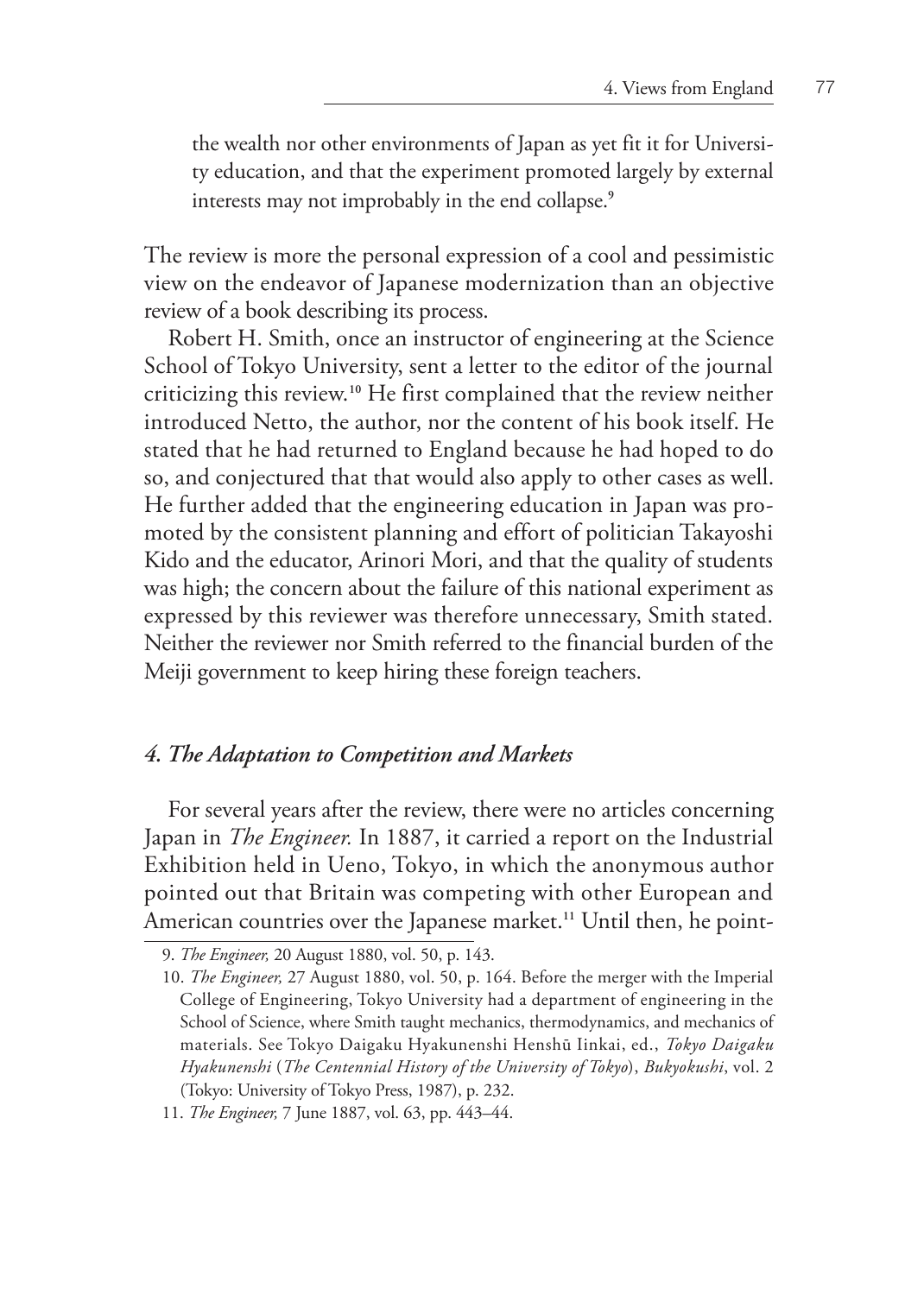> the wealth nor other environments of Japan as yet fit it for University education, and that the experiment promoted largely by external interests may not improbably in the end collapse.[9]

The review is more the personal expression of a cool and pessimistic view on the endeavor of Japanese modernization than an objective review of a book describing its process.

Robert H. Smith, once an instructor of engineering at the Science School of Tokyo University, sent a letter to the editor of the journal criticizing this review.[10] He first complained that the review neither introduced Netto, the author, nor the content of his book itself. He stated that he had returned to England because he had hoped to do so, and conjectured that that would also apply to other cases as well. He further added that the engineering education in Japan was promoted by the consistent planning and effort of politician Takayoshi Kido and the educator, Arinori Mori, and that the quality of students was high; the concern about the failure of this national experiment as expressed by this reviewer was therefore unnecessary, Smith stated. Neither the reviewer nor Smith referred to the financial burden of the Meiji government to keep hiring these foreign teachers.

### *4. The Adaptation to Competition and Markets*

For several years after the review, there were no articles concerning Japan in *The Engineer.* In 1887, it carried a report on the Industrial Exhibition held in Ueno, Tokyo, in which the anonymous author pointed out that Britain was competing with other European and American countries over the Japanese market.[11] Until then, he point-

9. *The Engineer,* 20 August 1880, vol. 50, p. 143.

10. *The Engineer,* 27 August 1880, vol. 50, p. 164. Before the merger with the Imperial College of Engineering, Tokyo University had a department of engineering in the School of Science, where Smith taught mechanics, thermodynamics, and mechanics of materials. See Tokyo Daigaku Hyakunenshi Henshū Iinkai, ed., *Tokyo Daigaku Hyakunenshi* (*The Centennial History of the University of Tokyo*), *Bukyokushi*, vol. 2 (Tokyo: University of Tokyo Press, 1987), p. 232.

11. *The Engineer,* 7 June 1887, vol. 63, pp. 443–44.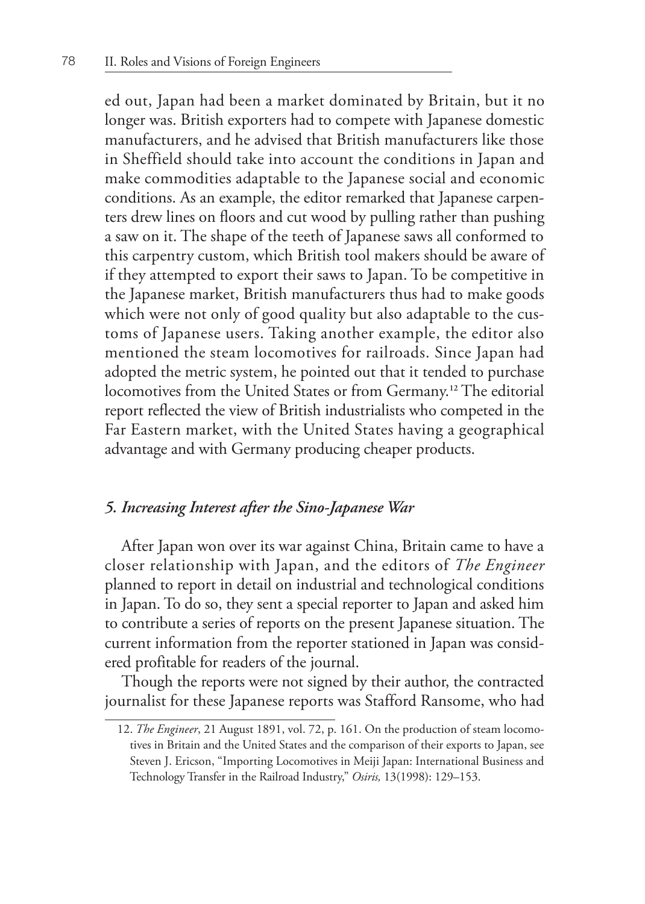ed out, Japan had been a market dominated by Britain, but it no longer was. British exporters had to compete with Japanese domestic manufacturers, and he advised that British manufacturers like those in Sheffield should take into account the conditions in Japan and make commodities adaptable to the Japanese social and economic conditions. As an example, the editor remarked that Japanese carpenters drew lines on floors and cut wood by pulling rather than pushing a saw on it. The shape of the teeth of Japanese saws all conformed to this carpentry custom, which British tool makers should be aware of if they attempted to export their saws to Japan. To be competitive in the Japanese market, British manufacturers thus had to make goods which were not only of good quality but also adaptable to the customs of Japanese users. Taking another example, the editor also mentioned the steam locomotives for railroads. Since Japan had adopted the metric system, he pointed out that it tended to purchase locomotives from the United States or from Germany.[12] The editorial report reflected the view of British industrialists who competed in the Far Eastern market, with the United States having a geographical advantage and with Germany producing cheaper products.

### *5. Increasing Interest after the Sino-Japanese War*

After Japan won over its war against China, Britain came to have a closer relationship with Japan, and the editors of *The Engineer* planned to report in detail on industrial and technological conditions in Japan. To do so, they sent a special reporter to Japan and asked him to contribute a series of reports on the present Japanese situation. The current information from the reporter stationed in Japan was considered profitable for readers of the journal.

Though the reports were not signed by their author, the contracted journalist for these Japanese reports was Stafford Ransome, who had

12. *The Engineer*, 21 August 1891, vol. 72, p. 161. On the production of steam locomotives in Britain and the United States and the comparison of their exports to Japan, see Steven J. Ericson, "Importing Locomotives in Meiji Japan: International Business and Technology Transfer in the Railroad Industry," *Osiris,* 13(1998): 129–153.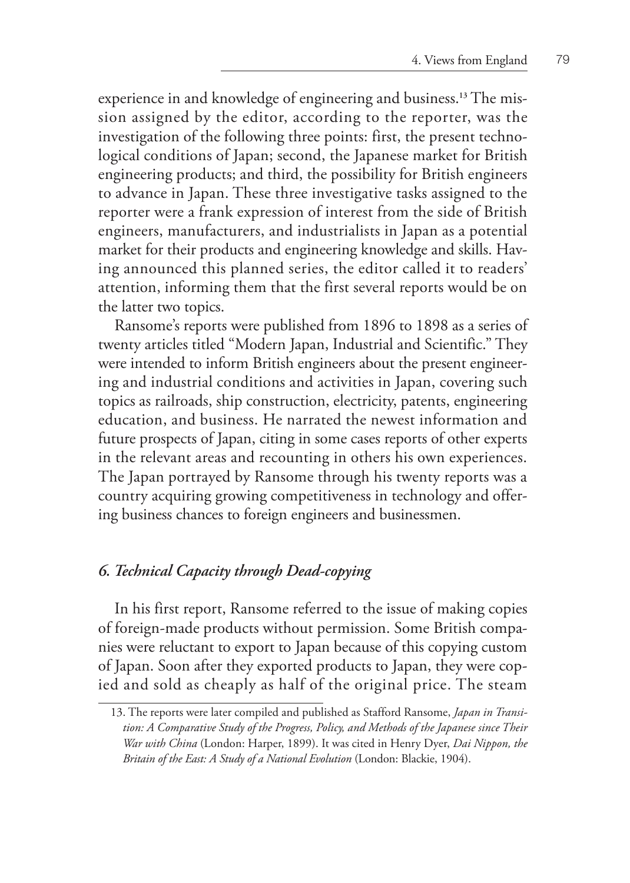experience in and knowledge of engineering and business.[13] The mission assigned by the editor, according to the reporter, was the investigation of the following three points: first, the present technological conditions of Japan; second, the Japanese market for British engineering products; and third, the possibility for British engineers to advance in Japan. These three investigative tasks assigned to the reporter were a frank expression of interest from the side of British engineers, manufacturers, and industrialists in Japan as a potential market for their products and engineering knowledge and skills. Having announced this planned series, the editor called it to readers' attention, informing them that the first several reports would be on the latter two topics.

Ransome's reports were published from 1896 to 1898 as a series of twenty articles titled "Modern Japan, Industrial and Scientific." They were intended to inform British engineers about the present engineering and industrial conditions and activities in Japan, covering such topics as railroads, ship construction, electricity, patents, engineering education, and business. He narrated the newest information and future prospects of Japan, citing in some cases reports of other experts in the relevant areas and recounting in others his own experiences. The Japan portrayed by Ransome through his twenty reports was a country acquiring growing competitiveness in technology and offering business chances to foreign engineers and businessmen.

### *6. Technical Capacity through Dead-copying*

In his first report, Ransome referred to the issue of making copies of foreign-made products without permission. Some British companies were reluctant to export to Japan because of this copying custom of Japan. Soon after they exported products to Japan, they were copied and sold as cheaply as half of the original price. The steam

13. The reports were later compiled and published as Stafford Ransome, *Japan in Transition: A Comparative Study of the Progress, Policy, and Methods of the Japanese since Their War with China* (London: Harper, 1899). It was cited in Henry Dyer, *Dai Nippon, the Britain of the East: A Study of a National Evolution* (London: Blackie, 1904).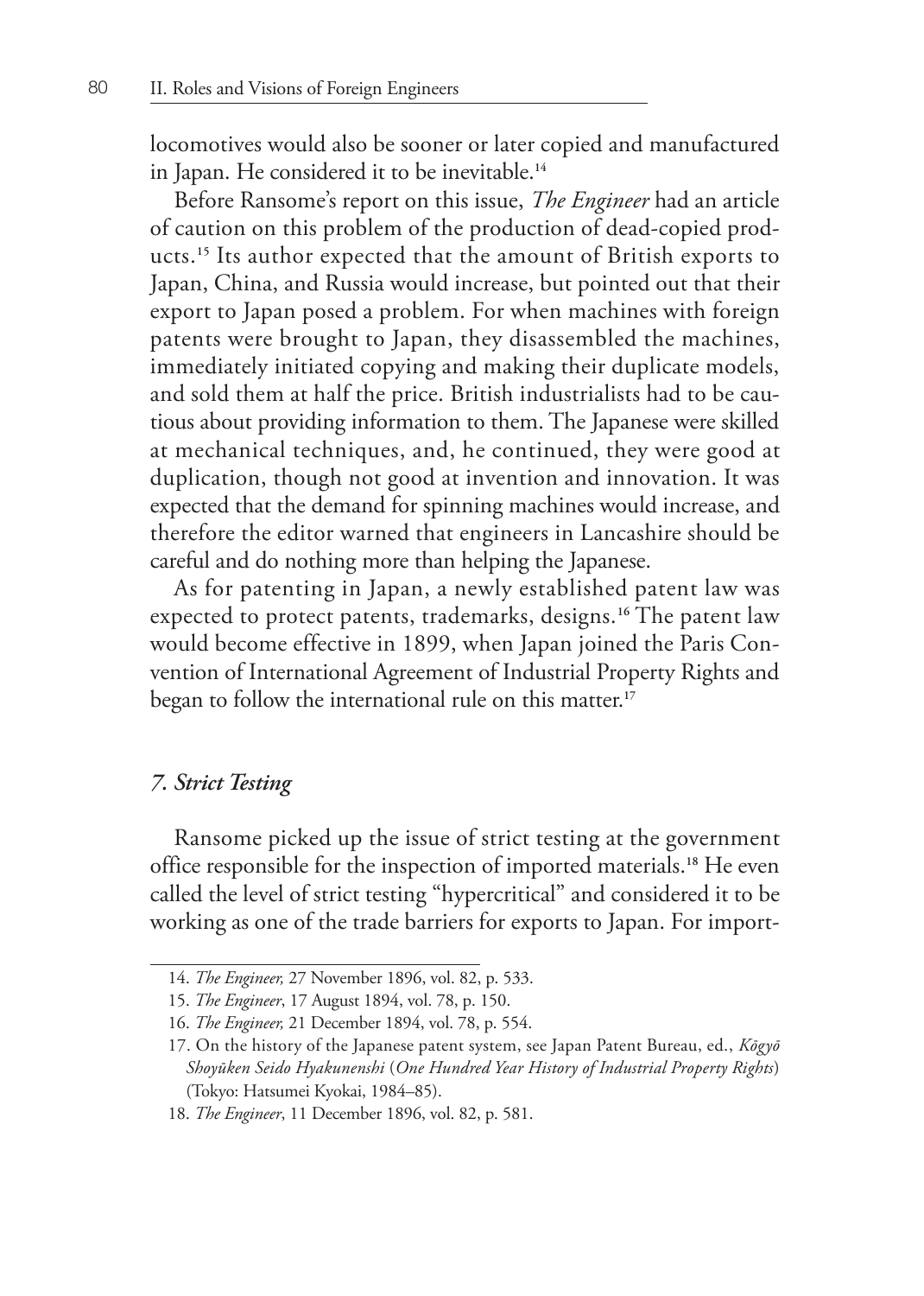locomotives would also be sooner or later copied and manufactured in Japan. He considered it to be inevitable.[14]

Before Ransome's report on this issue, *The Engineer* had an article of caution on this problem of the production of dead-copied products.[15] Its author expected that the amount of British exports to Japan, China, and Russia would increase, but pointed out that their export to Japan posed a problem. For when machines with foreign patents were brought to Japan, they disassembled the machines, immediately initiated copying and making their duplicate models, and sold them at half the price. British industrialists had to be cautious about providing information to them. The Japanese were skilled at mechanical techniques, and, he continued, they were good at duplication, though not good at invention and innovation. It was expected that the demand for spinning machines would increase, and therefore the editor warned that engineers in Lancashire should be careful and do nothing more than helping the Japanese.

As for patenting in Japan, a newly established patent law was expected to protect patents, trademarks, designs.[16] The patent law would become effective in 1899, when Japan joined the Paris Convention of International Agreement of Industrial Property Rights and began to follow the international rule on this matter.[17]

### *7. Strict Testing*

Ransome picked up the issue of strict testing at the government office responsible for the inspection of imported materials.[18] He even called the level of strict testing "hypercritical" and considered it to be working as one of the trade barriers for exports to Japan. For import-

---

14. *The Engineer,* 27 November 1896, vol. 82, p. 533.

15. *The Engineer*, 17 August 1894, vol. 78, p. 150.

16. *The Engineer,* 21 December 1894, vol. 78, p. 554.

17. On the history of the Japanese patent system, see Japan Patent Bureau, ed., *Kōgyō Shoyūken Seido Hyakunenshi* (*One Hundred Year History of Industrial Property Rights*) (Tokyo: Hatsumei Kyokai, 1984–85).

18. *The Engineer*, 11 December 1896, vol. 82, p. 581.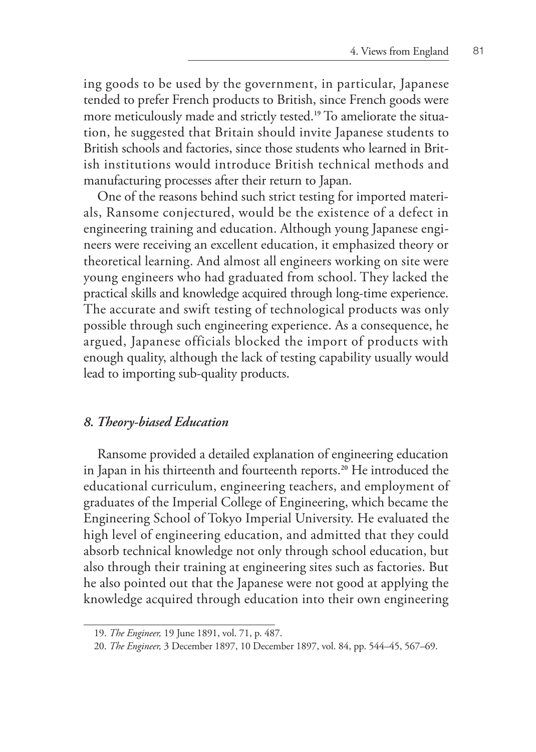ing goods to be used by the government, in particular, Japanese tended to prefer French products to British, since French goods were more meticulously made and strictly tested.[19] To ameliorate the situation, he suggested that Britain should invite Japanese students to British schools and factories, since those students who learned in British institutions would introduce British technical methods and manufacturing processes after their return to Japan.

One of the reasons behind such strict testing for imported materials, Ransome conjectured, would be the existence of a defect in engineering training and education. Although young Japanese engineers were receiving an excellent education, it emphasized theory or theoretical learning. And almost all engineers working on site were young engineers who had graduated from school. They lacked the practical skills and knowledge acquired through long-time experience. The accurate and swift testing of technological products was only possible through such engineering experience. As a consequence, he argued, Japanese officials blocked the import of products with enough quality, although the lack of testing capability usually would lead to importing sub-quality products.

### *8. Theory-biased Education*

Ransome provided a detailed explanation of engineering education in Japan in his thirteenth and fourteenth reports.[20] He introduced the educational curriculum, engineering teachers, and employment of graduates of the Imperial College of Engineering, which became the Engineering School of Tokyo Imperial University. He evaluated the high level of engineering education, and admitted that they could absorb technical knowledge not only through school education, but also through their training at engineering sites such as factories. But he also pointed out that the Japanese were not good at applying the knowledge acquired through education into their own engineering

---

19. *The Engineer,* 19 June 1891, vol. 71, p. 487.

20. *The Engineer,* 3 December 1897, 10 December 1897, vol. 84, pp. 544–45, 567–69.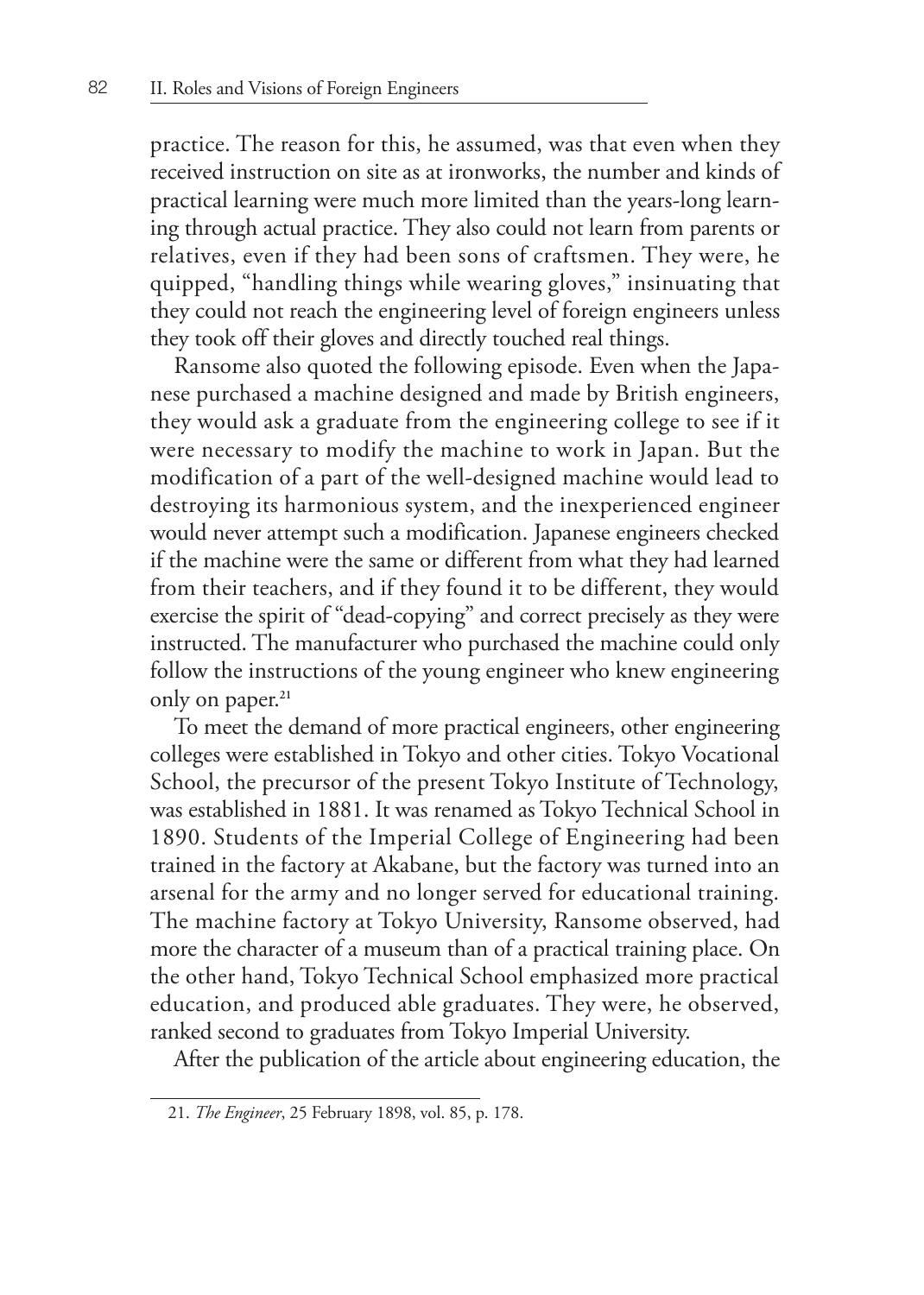practice. The reason for this, he assumed, was that even when they received instruction on site as at ironworks, the number and kinds of practical learning were much more limited than the years-long learning through actual practice. They also could not learn from parents or relatives, even if they had been sons of craftsmen. They were, he quipped, "handling things while wearing gloves," insinuating that they could not reach the engineering level of foreign engineers unless they took off their gloves and directly touched real things.

Ransome also quoted the following episode. Even when the Japanese purchased a machine designed and made by British engineers, they would ask a graduate from the engineering college to see if it were necessary to modify the machine to work in Japan. But the modification of a part of the well-designed machine would lead to destroying its harmonious system, and the inexperienced engineer would never attempt such a modification. Japanese engineers checked if the machine were the same or different from what they had learned from their teachers, and if they found it to be different, they would exercise the spirit of "dead-copying" and correct precisely as they were instructed. The manufacturer who purchased the machine could only follow the instructions of the young engineer who knew engineering only on paper.[21]

To meet the demand of more practical engineers, other engineering colleges were established in Tokyo and other cities. Tokyo Vocational School, the precursor of the present Tokyo Institute of Technology, was established in 1881. It was renamed as Tokyo Technical School in 1890. Students of the Imperial College of Engineering had been trained in the factory at Akabane, but the factory was turned into an arsenal for the army and no longer served for educational training. The machine factory at Tokyo University, Ransome observed, had more the character of a museum than of a practical training place. On the other hand, Tokyo Technical School emphasized more practical education, and produced able graduates. They were, he observed, ranked second to graduates from Tokyo Imperial University.

After the publication of the article about engineering education, the

---

21. *The Engineer*, 25 February 1898, vol. 85, p. 178.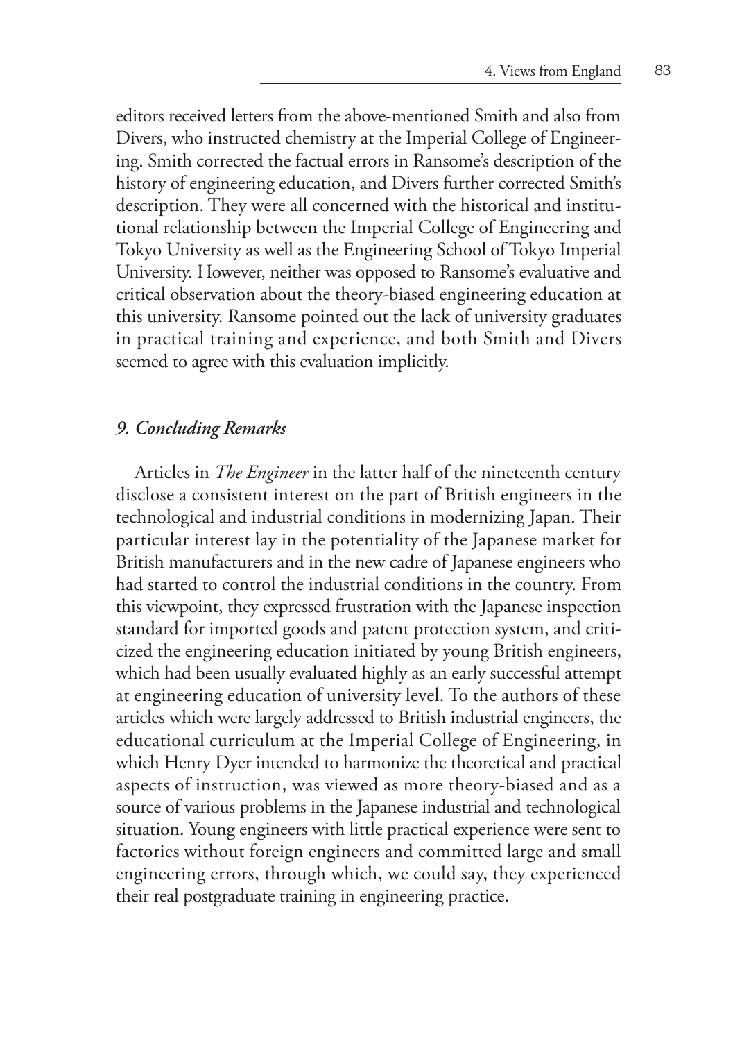editors received letters from the above-mentioned Smith and also from Divers, who instructed chemistry at the Imperial College of Engineering. Smith corrected the factual errors in Ransome's description of the history of engineering education, and Divers further corrected Smith's description. They were all concerned with the historical and institutional relationship between the Imperial College of Engineering and Tokyo University as well as the Engineering School of Tokyo Imperial University. However, neither was opposed to Ransome's evaluative and critical observation about the theory-biased engineering education at this university. Ransome pointed out the lack of university graduates in practical training and experience, and both Smith and Divers seemed to agree with this evaluation implicitly.

### *9. Concluding Remarks*

Articles in *The Engineer* in the latter half of the nineteenth century disclose a consistent interest on the part of British engineers in the technological and industrial conditions in modernizing Japan. Their particular interest lay in the potentiality of the Japanese market for British manufacturers and in the new cadre of Japanese engineers who had started to control the industrial conditions in the country. From this viewpoint, they expressed frustration with the Japanese inspection standard for imported goods and patent protection system, and criticized the engineering education initiated by young British engineers, which had been usually evaluated highly as an early successful attempt at engineering education of university level. To the authors of these articles which were largely addressed to British industrial engineers, the educational curriculum at the Imperial College of Engineering, in which Henry Dyer intended to harmonize the theoretical and practical aspects of instruction, was viewed as more theory-biased and as a source of various problems in the Japanese industrial and technological situation. Young engineers with little practical experience were sent to factories without foreign engineers and committed large and small engineering errors, through which, we could say, they experienced their real postgraduate training in engineering practice.